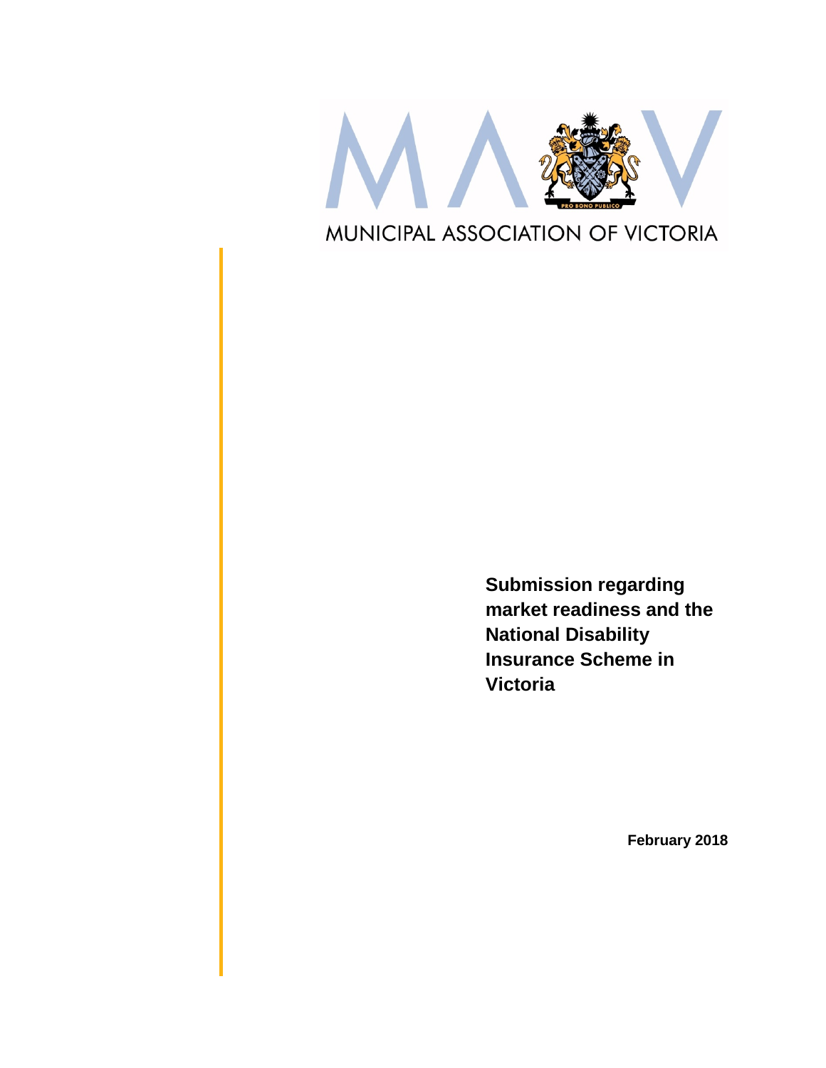MUNICIPAL ASSOCIATION OF VICTORIA

# Submission regarding market readiness and the National Disability Insurance Scheme in Victoria

**February 2018**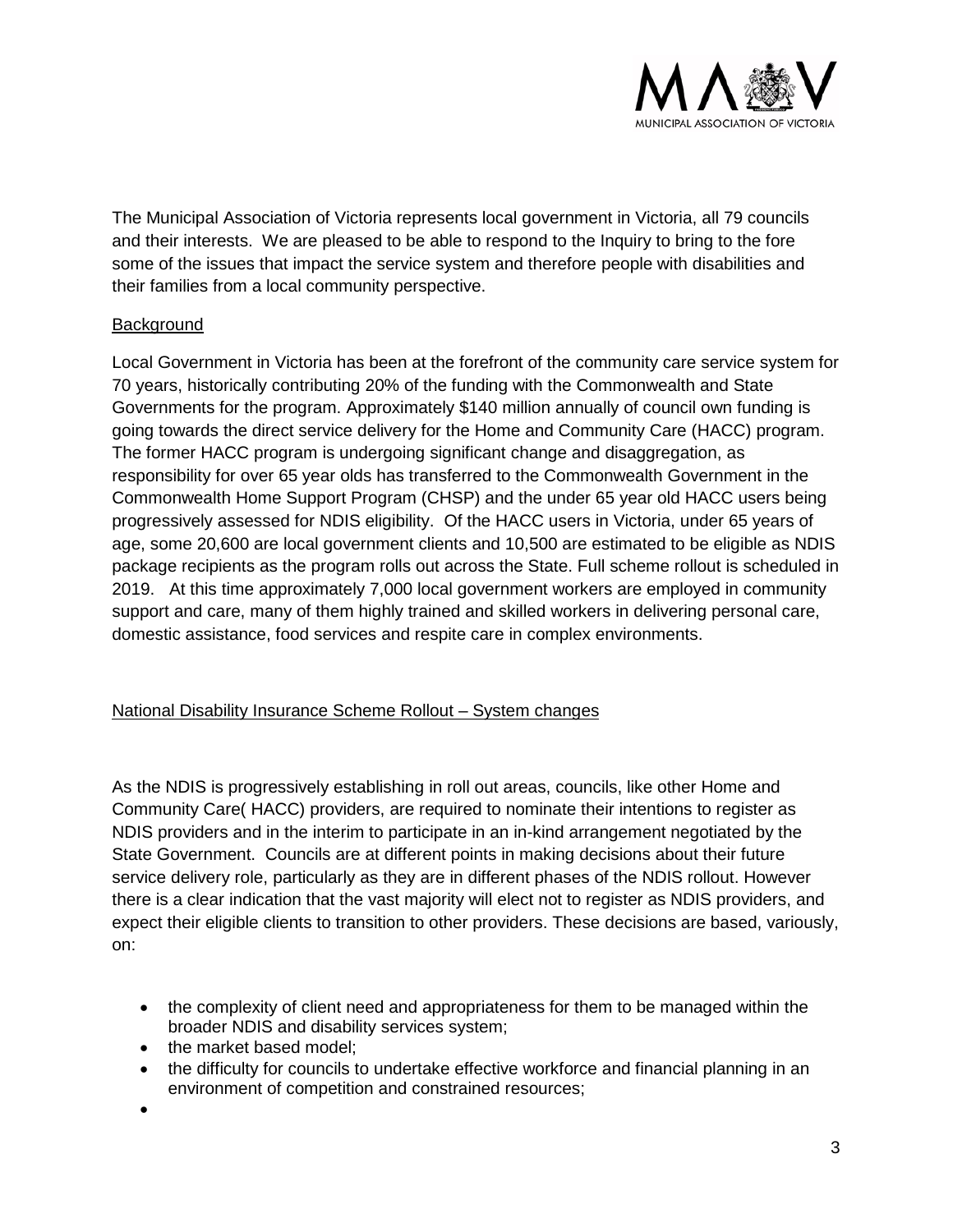The Municipal Association of Victoria represents local government in Victoria, all 79 councils and their interests. We are pleased to be able to respond to the Inquiry to bring to the fore some of the issues that impact the service system and therefore people with disabilities and their families from a local community perspective.

## Background

Local Government in Victoria has been at the forefront of the community care service system for 70 years, historically contributing 20% of the funding with the Commonwealth and State Governments for the program. Approximately $140 million annually of council own funding is going towards the direct service delivery for the Home and Community Care (HACC) program. The former HACC program is undergoing significant change and disaggregation, as responsibility for over 65 year olds has transferred to the Commonwealth Government in the Commonwealth Home Support Program (CHSP) and the under 65 year old HACC users being progressively assessed for NDIS eligibility. Of the HACC users in Victoria, under 65 years of age, some 20,600 are local government clients and 10,500 are estimated to be eligible as NDIS package recipients as the program rolls out across the State. Full scheme rollout is scheduled in 2019. At this time approximately 7,000 local government workers are employed in community support and care, many of them highly trained and skilled workers in delivering personal care, domestic assistance, food services and respite care in complex environments.

## National Disability Insurance Scheme Rollout – System changes

As the NDIS is progressively establishing in roll out areas, councils, like other Home and Community Care( HACC) providers, are required to nominate their intentions to register as NDIS providers and in the interim to participate in an in-kind arrangement negotiated by the State Government. Councils are at different points in making decisions about their future service delivery role, particularly as they are in different phases of the NDIS rollout. However there is a clear indication that the vast majority will elect not to register as NDIS providers, and expect their eligible clients to transition to other providers. These decisions are based, variously, on:

- the complexity of client need and appropriateness for them to be managed within the broader NDIS and disability services system;
- the market based model;
- the difficulty for councils to undertake effective workforce and financial planning in an environment of competition and constrained resources;
-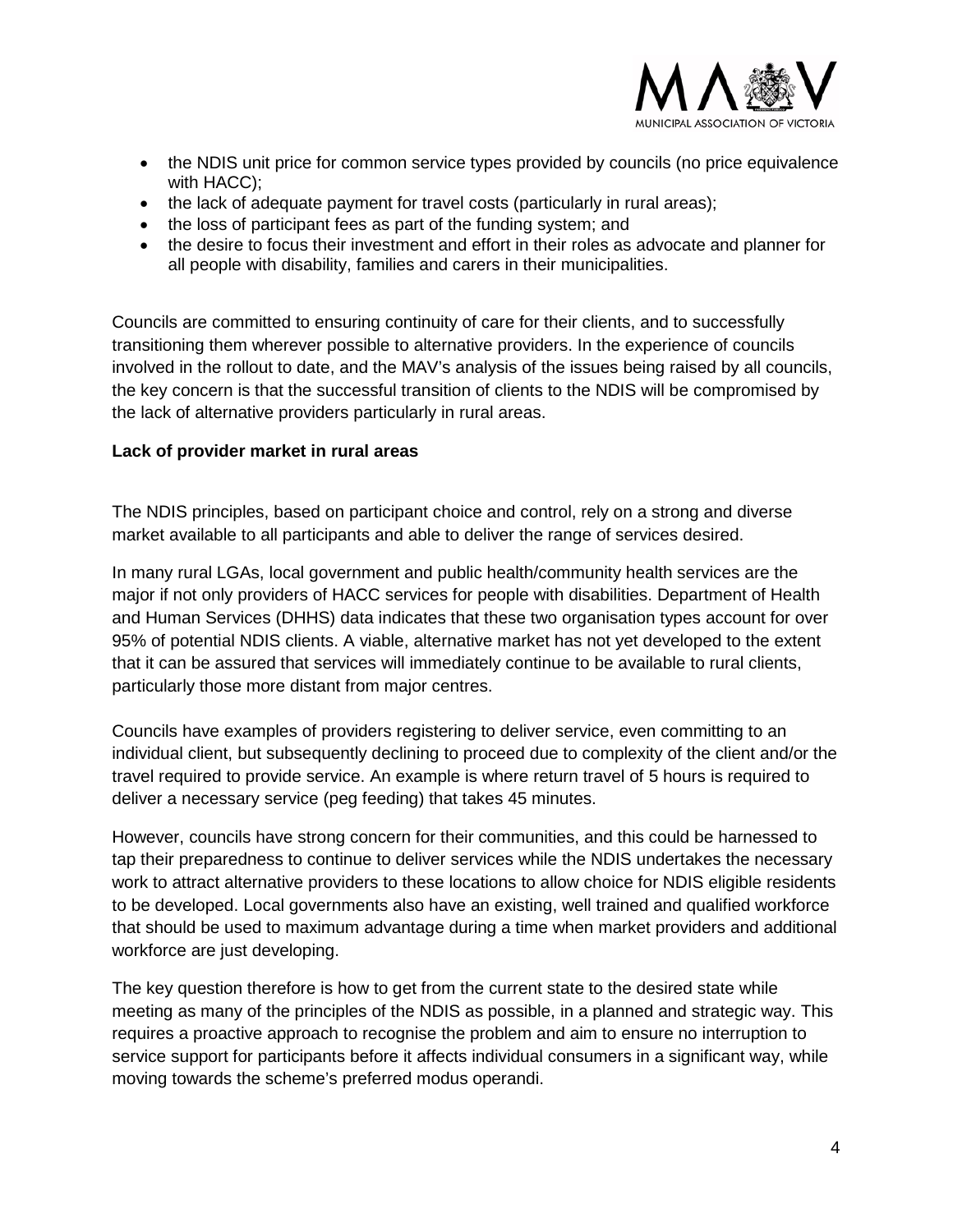- the NDIS unit price for common service types provided by councils (no price equivalence with HACC);
- the lack of adequate payment for travel costs (particularly in rural areas);
- the loss of participant fees as part of the funding system; and
- the desire to focus their investment and effort in their roles as advocate and planner for all people with disability, families and carers in their municipalities.

Councils are committed to ensuring continuity of care for their clients, and to successfully transitioning them wherever possible to alternative providers. In the experience of councils involved in the rollout to date, and the MAV's analysis of the issues being raised by all councils, the key concern is that the successful transition of clients to the NDIS will be compromised by the lack of alternative providers particularly in rural areas.

**Lack of provider market in rural areas**

The NDIS principles, based on participant choice and control, rely on a strong and diverse market available to all participants and able to deliver the range of services desired.

In many rural LGAs, local government and public health/community health services are the major if not only providers of HACC services for people with disabilities. Department of Health and Human Services (DHHS) data indicates that these two organisation types account for over 95% of potential NDIS clients. A viable, alternative market has not yet developed to the extent that it can be assured that services will immediately continue to be available to rural clients, particularly those more distant from major centres.

Councils have examples of providers registering to deliver service, even committing to an individual client, but subsequently declining to proceed due to complexity of the client and/or the travel required to provide service. An example is where return travel of 5 hours is required to deliver a necessary service (peg feeding) that takes 45 minutes.

However, councils have strong concern for their communities, and this could be harnessed to tap their preparedness to continue to deliver services while the NDIS undertakes the necessary work to attract alternative providers to these locations to allow choice for NDIS eligible residents to be developed. Local governments also have an existing, well trained and qualified workforce that should be used to maximum advantage during a time when market providers and additional workforce are just developing.

The key question therefore is how to get from the current state to the desired state while meeting as many of the principles of the NDIS as possible, in a planned and strategic way. This requires a proactive approach to recognise the problem and aim to ensure no interruption to service support for participants before it affects individual consumers in a significant way, while moving towards the scheme's preferred modus operandi.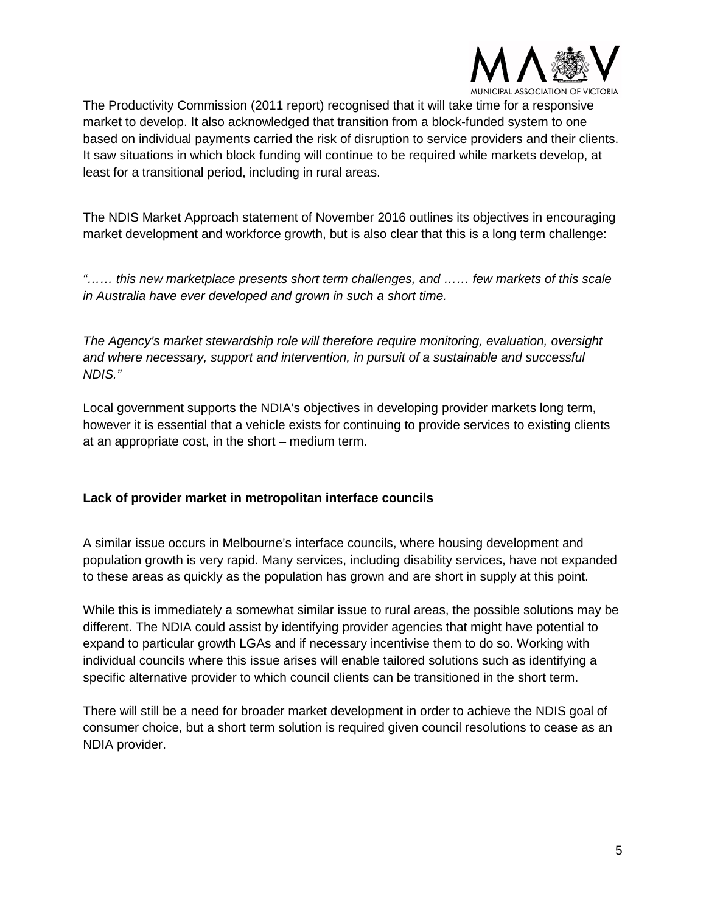The Productivity Commission (2011 report) recognised that it will take time for a responsive market to develop. It also acknowledged that transition from a block-funded system to one based on individual payments carried the risk of disruption to service providers and their clients. It saw situations in which block funding will continue to be required while markets develop, at least for a transitional period, including in rural areas.

The NDIS Market Approach statement of November 2016 outlines its objectives in encouraging market development and workforce growth, but is also clear that this is a long term challenge:

*"…… this new marketplace presents short term challenges, and …… few markets of this scale in Australia have ever developed and grown in such a short time.*

*The Agency's market stewardship role will therefore require monitoring, evaluation, oversight and where necessary, support and intervention, in pursuit of a sustainable and successful NDIS."*

Local government supports the NDIA's objectives in developing provider markets long term, however it is essential that a vehicle exists for continuing to provide services to existing clients at an appropriate cost, in the short – medium term.

**Lack of provider market in metropolitan interface councils**

A similar issue occurs in Melbourne's interface councils, where housing development and population growth is very rapid. Many services, including disability services, have not expanded to these areas as quickly as the population has grown and are short in supply at this point.

While this is immediately a somewhat similar issue to rural areas, the possible solutions may be different. The NDIA could assist by identifying provider agencies that might have potential to expand to particular growth LGAs and if necessary incentivise them to do so. Working with individual councils where this issue arises will enable tailored solutions such as identifying a specific alternative provider to which council clients can be transitioned in the short term.

There will still be a need for broader market development in order to achieve the NDIS goal of consumer choice, but a short term solution is required given council resolutions to cease as an NDIA provider.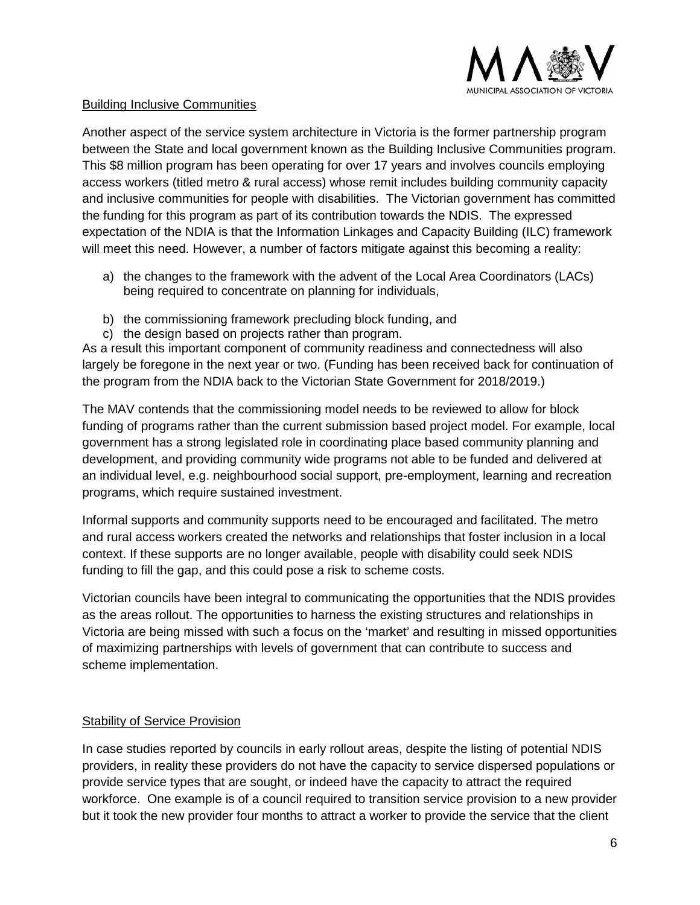Building Inclusive Communities

Another aspect of the service system architecture in Victoria is the former partnership program between the State and local government known as the Building Inclusive Communities program. This $8 million program has been operating for over 17 years and involves councils employing access workers (titled metro & rural access) whose remit includes building community capacity and inclusive communities for people with disabilities. The Victorian government has committed the funding for this program as part of its contribution towards the NDIS. The expressed expectation of the NDIA is that the Information Linkages and Capacity Building (ILC) framework will meet this need. However, a number of factors mitigate against this becoming a reality:

a) the changes to the framework with the advent of the Local Area Coordinators (LACs) being required to concentrate on planning for individuals,

b) the commissioning framework precluding block funding, and
c) the design based on projects rather than program.

As a result this important component of community readiness and connectedness will also largely be foregone in the next year or two. (Funding has been received back for continuation of the program from the NDIA back to the Victorian State Government for 2018/2019.)

The MAV contends that the commissioning model needs to be reviewed to allow for block funding of programs rather than the current submission based project model. For example, local government has a strong legislated role in coordinating place based community planning and development, and providing community wide programs not able to be funded and delivered at an individual level, e.g. neighbourhood social support, pre-employment, learning and recreation programs, which require sustained investment.

Informal supports and community supports need to be encouraged and facilitated. The metro and rural access workers created the networks and relationships that foster inclusion in a local context. If these supports are no longer available, people with disability could seek NDIS funding to fill the gap, and this could pose a risk to scheme costs.

Victorian councils have been integral to communicating the opportunities that the NDIS provides as the areas rollout. The opportunities to harness the existing structures and relationships in Victoria are being missed with such a focus on the 'market' and resulting in missed opportunities of maximizing partnerships with levels of government that can contribute to success and scheme implementation.

Stability of Service Provision

In case studies reported by councils in early rollout areas, despite the listing of potential NDIS providers, in reality these providers do not have the capacity to service dispersed populations or provide service types that are sought, or indeed have the capacity to attract the required workforce. One example is of a council required to transition service provision to a new provider but it took the new provider four months to attract a worker to provide the service that the client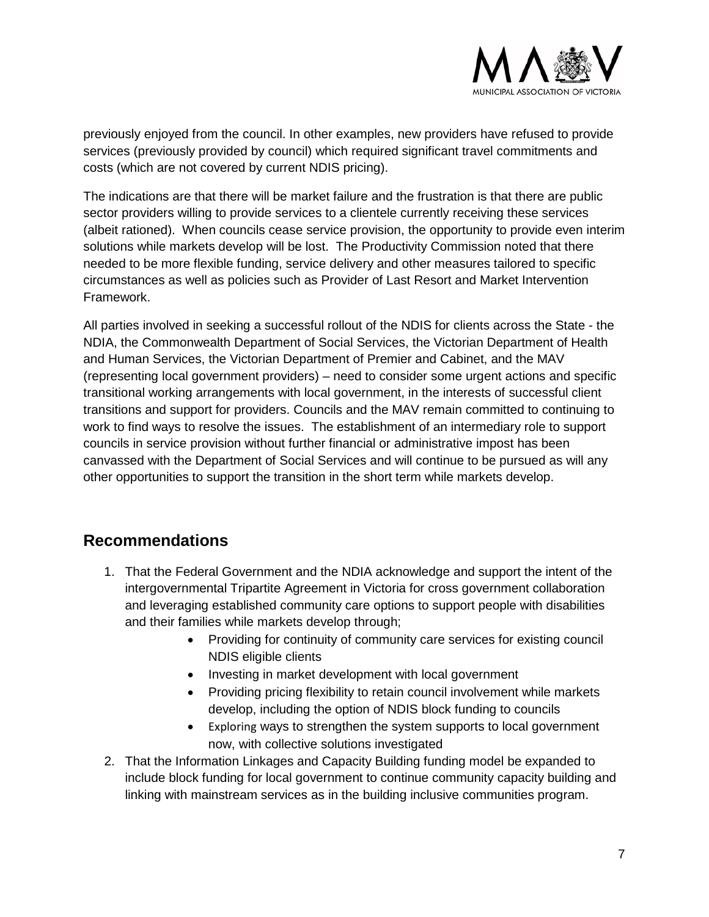previously enjoyed from the council. In other examples, new providers have refused to provide services (previously provided by council) which required significant travel commitments and costs (which are not covered by current NDIS pricing).

The indications are that there will be market failure and the frustration is that there are public sector providers willing to provide services to a clientele currently receiving these services (albeit rationed). When councils cease service provision, the opportunity to provide even interim solutions while markets develop will be lost. The Productivity Commission noted that there needed to be more flexible funding, service delivery and other measures tailored to specific circumstances as well as policies such as Provider of Last Resort and Market Intervention Framework.

All parties involved in seeking a successful rollout of the NDIS for clients across the State - the NDIA, the Commonwealth Department of Social Services, the Victorian Department of Health and Human Services, the Victorian Department of Premier and Cabinet, and the MAV (representing local government providers) – need to consider some urgent actions and specific transitional working arrangements with local government, in the interests of successful client transitions and support for providers. Councils and the MAV remain committed to continuing to work to find ways to resolve the issues. The establishment of an intermediary role to support councils in service provision without further financial or administrative impost has been canvassed with the Department of Social Services and will continue to be pursued as will any other opportunities to support the transition in the short term while markets develop.

## Recommendations

1. That the Federal Government and the NDIA acknowledge and support the intent of the intergovernmental Tripartite Agreement in Victoria for cross government collaboration and leveraging established community care options to support people with disabilities and their families while markets develop through;
   - Providing for continuity of community care services for existing council NDIS eligible clients
   - Investing in market development with local government
   - Providing pricing flexibility to retain council involvement while markets develop, including the option of NDIS block funding to councils
   - Exploring ways to strengthen the system supports to local government now, with collective solutions investigated
2. That the Information Linkages and Capacity Building funding model be expanded to include block funding for local government to continue community capacity building and linking with mainstream services as in the building inclusive communities program.